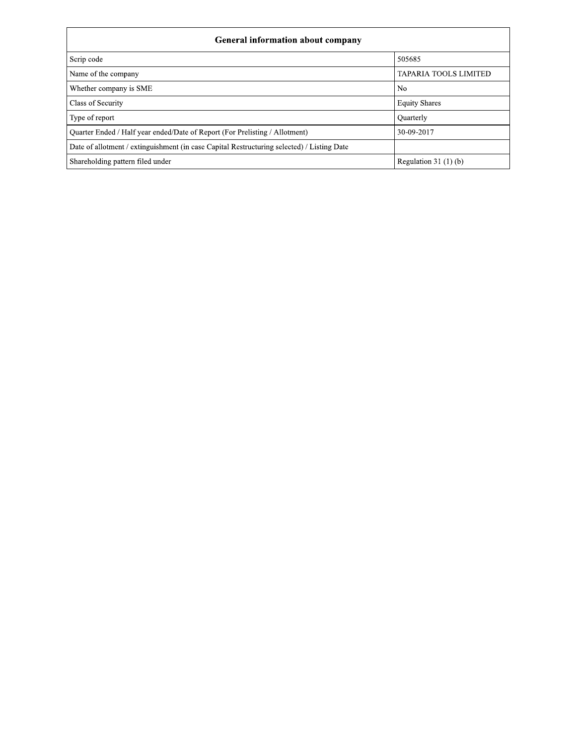| General information about company | |
|---|---|
| Scrip code | 505685 |
| Name of the company | TAPARIA TOOLS LIMITED |
| Whether company is SME | No |
| Class of Security | Equity Shares |
| Type of report | Quarterly |
| Quarter Ended / Half year ended/Date of Report (For Prelisting / Allotment) | 30-09-2017 |
| Date of allotment / extinguishment (in case Capital Restructuring selected) / Listing Date | |
| Shareholding pattern filed under | Regulation 31 (1) (b) |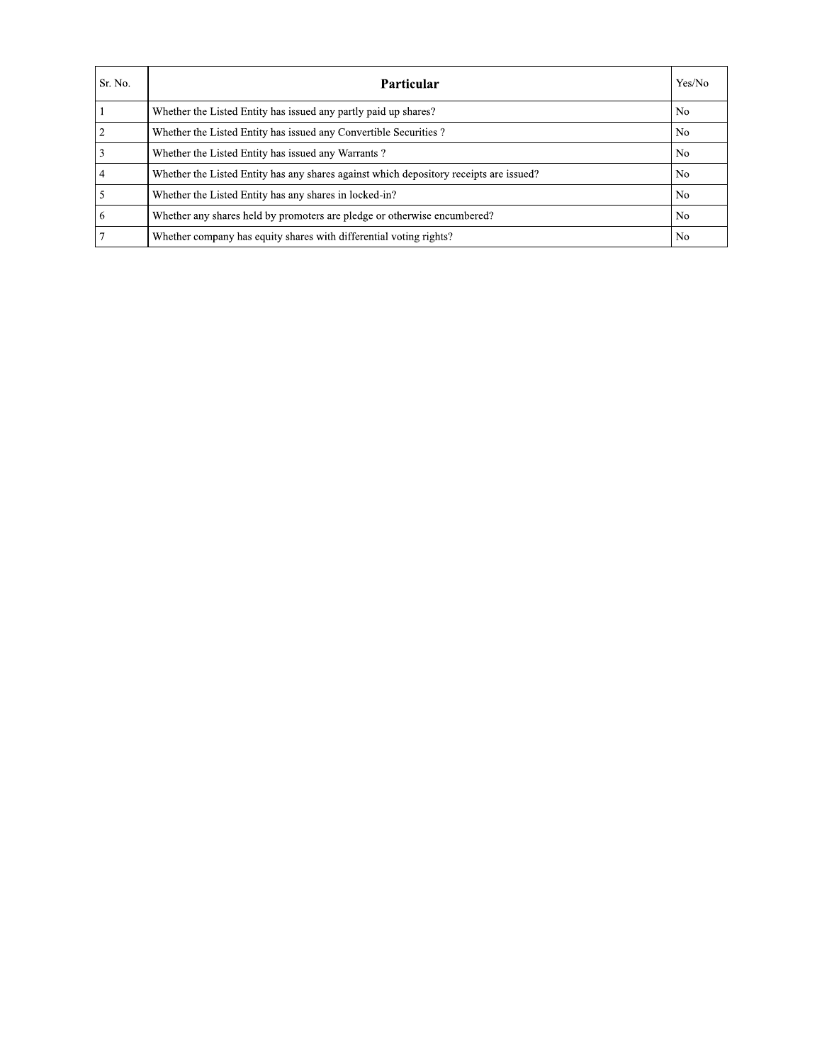| Sr. No. | Particular | Yes/No |
| --- | --- | --- |
| 1 | Whether the Listed Entity has issued any partly paid up shares? | No |
| 2 | Whether the Listed Entity has issued any Convertible Securities ? | No |
| 3 | Whether the Listed Entity has issued any Warrants ? | No |
| 4 | Whether the Listed Entity has any shares against which depository receipts are issued? | No |
| 5 | Whether the Listed Entity has any shares in locked-in? | No |
| 6 | Whether any shares held by promoters are pledge or otherwise encumbered? | No |
| 7 | Whether company has equity shares with differential voting rights? | No |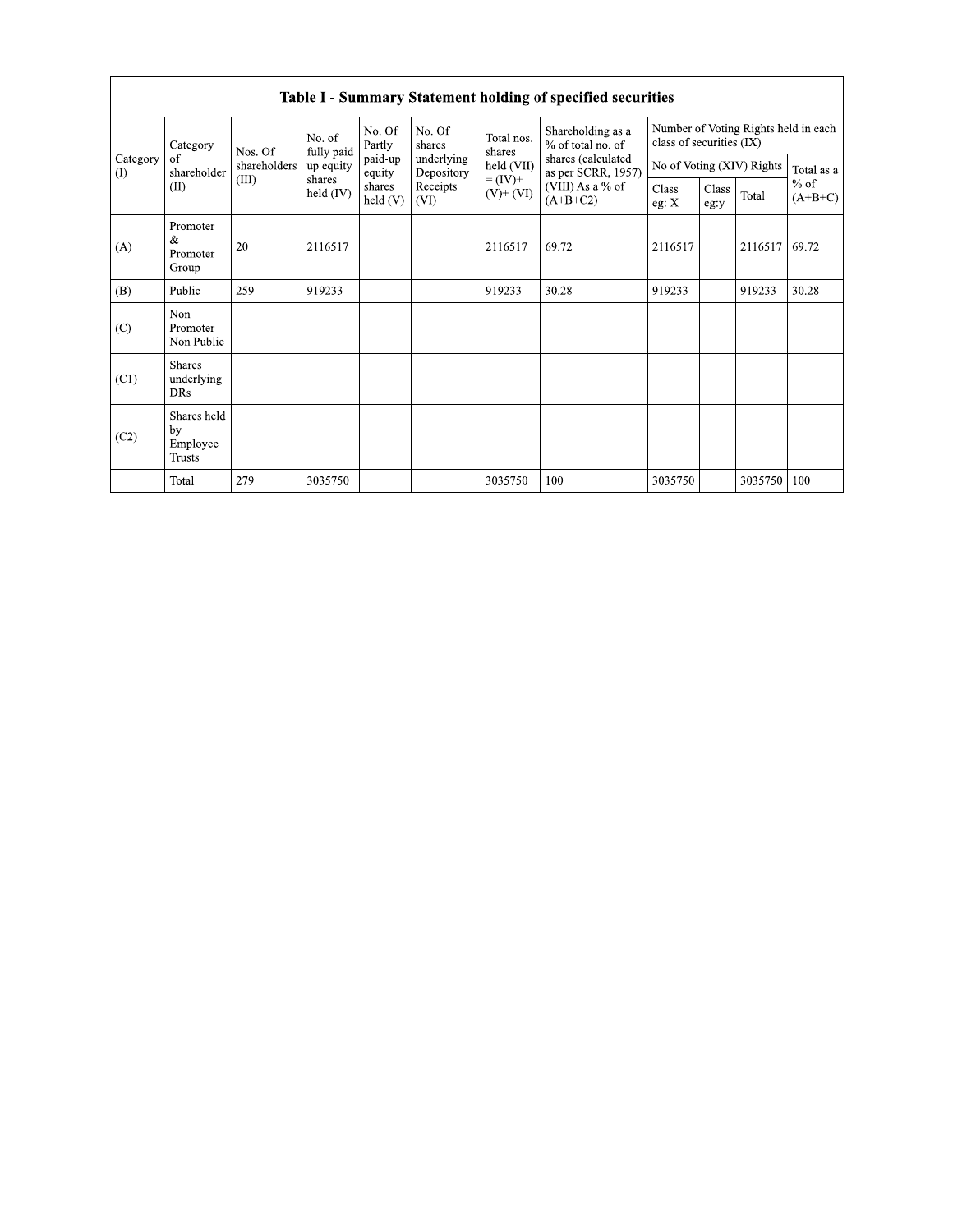# Table I - Summary Statement holding of specified securities

| Category (I) | Category of shareholder (II) | Nos. Of shareholders (III) | No. of fully paid up equity shares held (IV) | No. Of Partly paid-up equity shares held (V) | No. Of shares underlying Depository Receipts (VI) | Total nos. shares held (VII) = (IV)+ (V)+ (VI) | Shareholding as a % of total no. of shares (calculated as per SCRR, 1957) (VIII) As a % of (A+B+C2) | Number of Voting Rights held in each class of securities (IX) | | | |
|---|---|---|---|---|---|---|---|---|---|---|---|
| | | | | | | | | No of Voting (XIV) Rights | | | Total as a % of (A+B+C) |
| | | | | | | | | Class eg: X | Class eg:y | Total | |
| (A) | Promoter & Promoter Group | 20 | 2116517 | | | 2116517 | 69.72 | 2116517 | | 2116517 | 69.72 |
| (B) | Public | 259 | 919233 | | | 919233 | 30.28 | 919233 | | 919233 | 30.28 |
| (C) | Non Promoter- Non Public | | | | | | | | | | |
| (C1) | Shares underlying DRs | | | | | | | | | | |
| (C2) | Shares held by Employee Trusts | | | | | | | | | | |
| | Total | 279 | 3035750 | | | 3035750 | 100 | 3035750 | | 3035750 | 100 |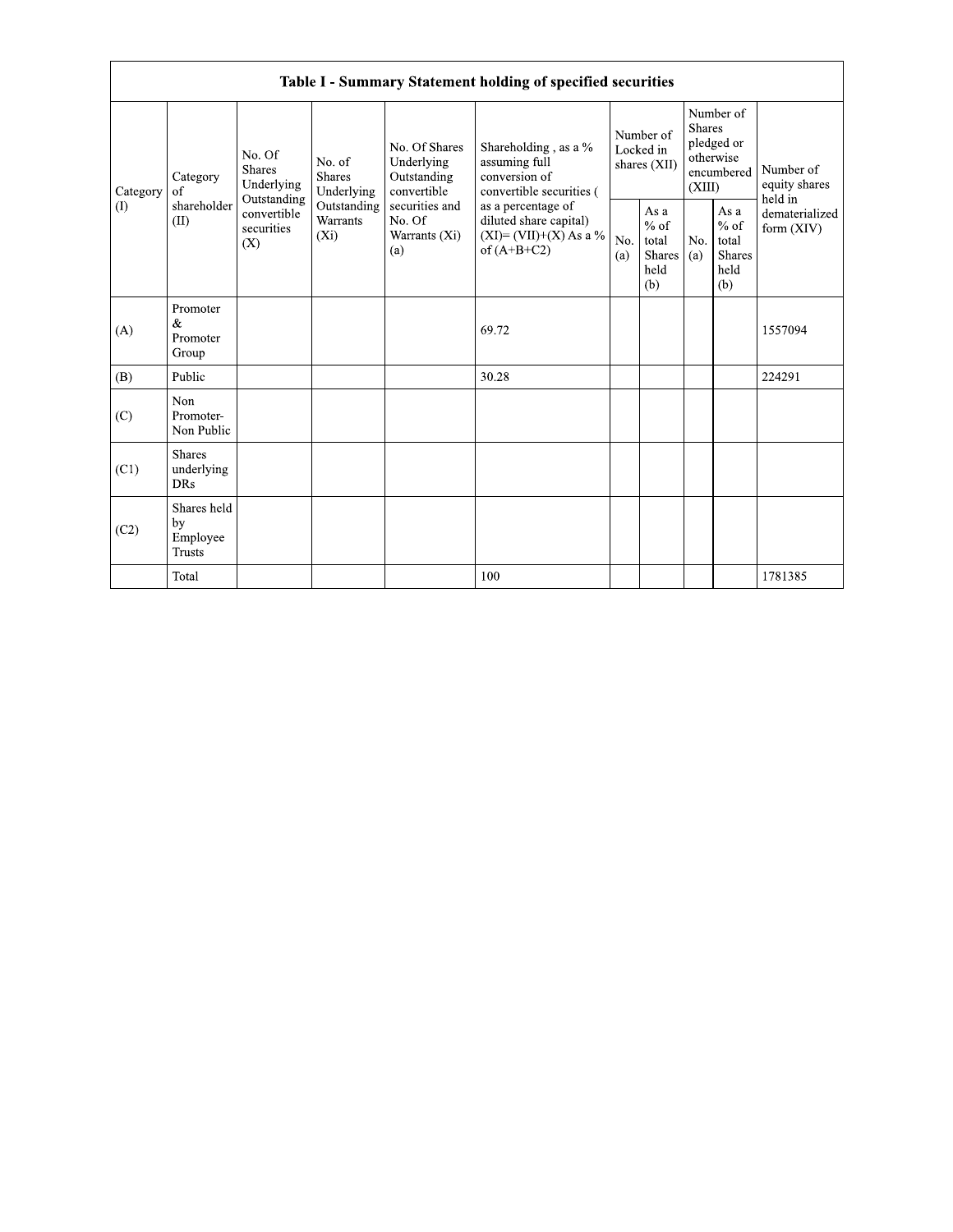## Table I - Summary Statement holding of specified securities

| Category (I) | Category of shareholder (II) | No. Of Shares Underlying Outstanding convertible securities (X) | No. of Shares Underlying Outstanding Warrants (Xi) | No. Of Shares Underlying Outstanding convertible securities and No. Of Warrants (Xi) (a) | Shareholding , as a % assuming full conversion of convertible securities ( as a percentage of diluted share capital) (XI)= (VII)+(X) As a % of (A+B+C2) | Number of Locked in shares (XII) | | Number of Shares pledged or otherwise encumbered (XIII) | | Number of equity shares held in dematerialized form (XIV) |
|---|---|---|---|---|---|---|---|---|---|---|
| | | | | | | No. (a) | As a % of total Shares held (b) | No. (a) | As a % of total Shares held (b) | |
| (A) | Promoter & Promoter Group | | | | 69.72 | | | | | 1557094 |
| (B) | Public | | | | 30.28 | | | | | 224291 |
| (C) | Non Promoter- Non Public | | | | | | | | | |
| (C1) | Shares underlying DRs | | | | | | | | | |
| (C2) | Shares held by Employee Trusts | | | | | | | | | |
| | Total | | | | 100 | | | | | 1781385 |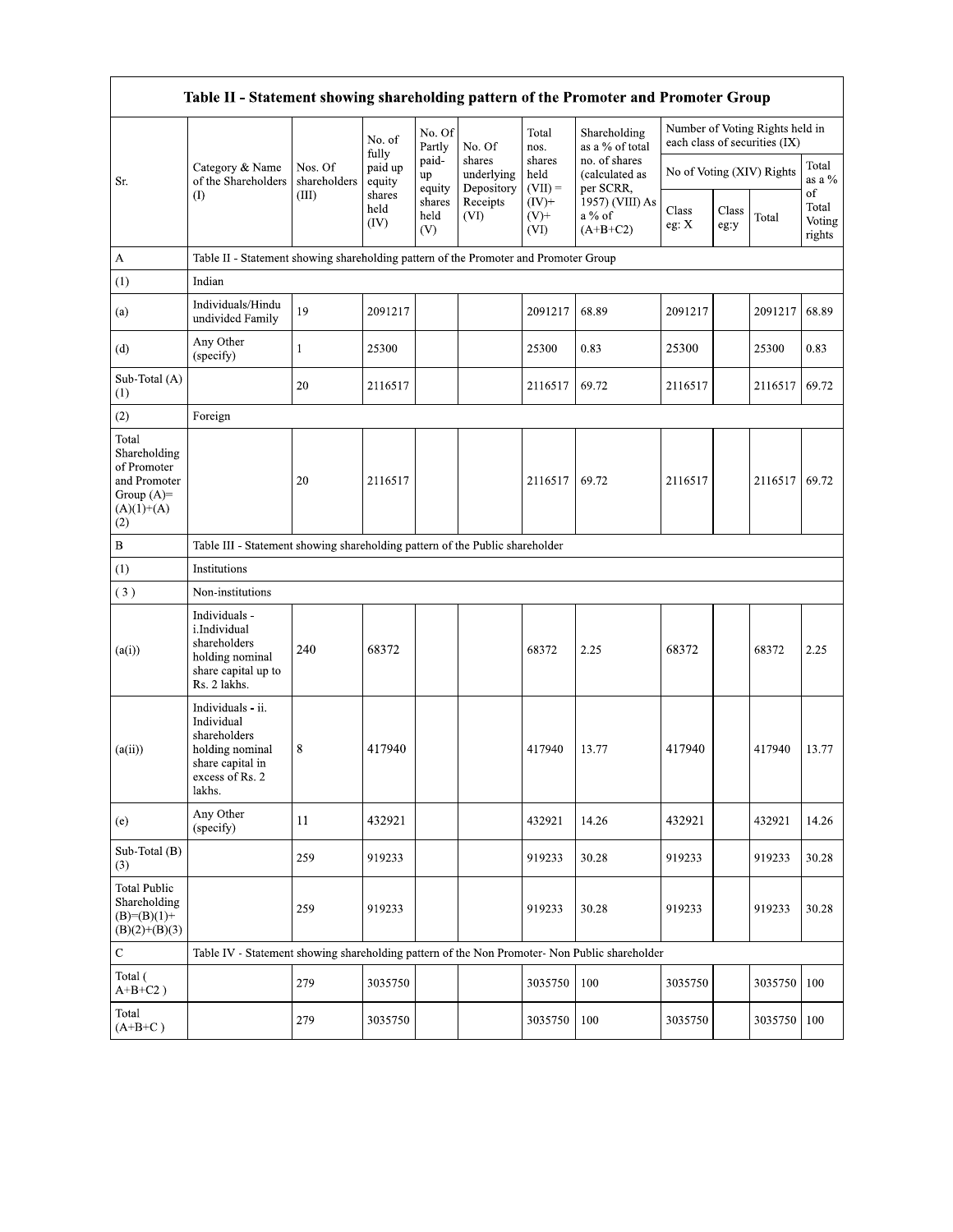| Table II - Statement showing shareholding pattern of the Promoter and Promoter Group | | | | | | | | | | | |
|---|---|---|---|---|---|---|---|---|---|---|---|
| Sr. | Category & Name of the Shareholders (I) | Nos. Of shareholders (III) | No. of fully paid up equity shares held (IV) | No. Of Partly paid-up equity shares held (V) | No. Of shares underlying Depository Receipts (VI) | Total nos. shares held (VII) = (IV)+ (V)+ (VI) | Shareholding as a % of total no. of shares (calculated as per SCRR, 1957) (VIII) As a % of (A+B+C2) | Number of Voting Rights held in each class of securities (IX) | | | |
| | | | | | | | | No of Voting (XIV) Rights | | | Total as a % of Total Voting rights |
| | | | | | | | | Class eg: X | Class eg:y | Total | |
| A | Table II - Statement showing shareholding pattern of the Promoter and Promoter Group | | | | | | | | | | |
| (1) | Indian | | | | | | | | | | |
| (a) | Individuals/Hindu undivided Family | 19 | 2091217 | | | 2091217 | 68.89 | 2091217 | | 2091217 | 68.89 |
| (d) | Any Other (specify) | 1 | 25300 | | | 25300 | 0.83 | 25300 | | 25300 | 0.83 |
| Sub-Total (A) (1) | | 20 | 2116517 | | | 2116517 | 69.72 | 2116517 | | 2116517 | 69.72 |
| (2) | Foreign | | | | | | | | | | |
| Total Shareholding of Promoter and Promoter Group (A)= (A)(1)+(A)(2) | | 20 | 2116517 | | | 2116517 | 69.72 | 2116517 | | 2116517 | 69.72 |
| B | Table III - Statement showing shareholding pattern of the Public shareholder | | | | | | | | | | |
| (1) | Institutions | | | | | | | | | | |
| (3) | Non-institutions | | | | | | | | | | |
| (a(i)) | Individuals - i.Individual shareholders holding nominal share capital up to Rs. 2 lakhs. | 240 | 68372 | | | 68372 | 2.25 | 68372 | | 68372 | 2.25 |
| (a(ii)) | Individuals - ii. Individual shareholders holding nominal share capital in excess of Rs. 2 lakhs. | 8 | 417940 | | | 417940 | 13.77 | 417940 | | 417940 | 13.77 |
| (e) | Any Other (specify) | 11 | 432921 | | | 432921 | 14.26 | 432921 | | 432921 | 14.26 |
| Sub-Total (B) (3) | | 259 | 919233 | | | 919233 | 30.28 | 919233 | | 919233 | 30.28 |
| Total Public Shareholding (B)=(B)(1)+(B)(2)+(B)(3) | | 259 | 919233 | | | 919233 | 30.28 | 919233 | | 919233 | 30.28 |
| C | Table IV - Statement showing shareholding pattern of the Non Promoter- Non Public shareholder | | | | | | | | | | |
| Total ( A+B+C2 ) | | 279 | 3035750 | | | 3035750 | 100 | 3035750 | | 3035750 | 100 |
| Total (A+B+C ) | | 279 | 3035750 | | | 3035750 | 100 | 3035750 | | 3035750 | 100 |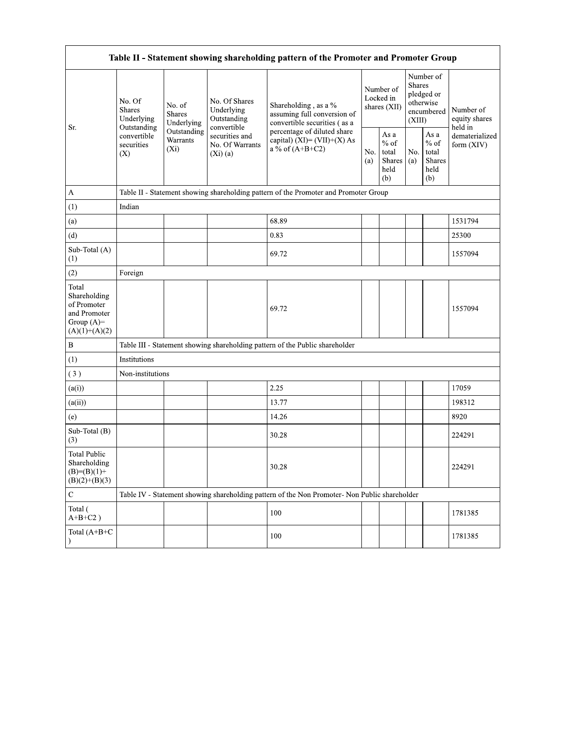| Table II - Statement showing shareholding pattern of the Promoter and Promoter Group | | | | | | | | | |
|---|---|---|---|---|---|---|---|---|---|
| Sr. | No. Of Shares Underlying Outstanding convertible securities (X) | No. of Shares Underlying Outstanding Warrants (Xi) | No. Of Shares Underlying Outstanding convertible securities and No. Of Warrants (Xi) (a) | Shareholding , as a % assuming full conversion of convertible securities ( as a percentage of diluted share capital) (XI)= (VII)+(X) As a % of (A+B+C2) | Number of Locked in shares (XII) | | Number of Shares pledged or otherwise encumbered (XIII) | | Number of equity shares held in dematerialized form (XIV) |
| | | | | | No. (a) | As a % of total Shares held (b) | No. (a) | As a % of total Shares held (b) | |
| A | Table II - Statement showing shareholding pattern of the Promoter and Promoter Group | | | | | | | | |
| (1) | Indian | | | | | | | | |
| (a) | | | | 68.89 | | | | | 1531794 |
| (d) | | | | 0.83 | | | | | 25300 |
| Sub-Total (A) (1) | | | | 69.72 | | | | | 1557094 |
| (2) | Foreign | | | | | | | | |
| Total Shareholding of Promoter and Promoter Group (A)=(A)(1)+(A)(2) | | | | 69.72 | | | | | 1557094 |
| B | Table III - Statement showing shareholding pattern of the Public shareholder | | | | | | | | |
| (1) | Institutions | | | | | | | | |
| ( 3 ) | Non-institutions | | | | | | | | |
| (a(i)) | | | | 2.25 | | | | | 17059 |
| (a(ii)) | | | | 13.77 | | | | | 198312 |
| (e) | | | | 14.26 | | | | | 8920 |
| Sub-Total (B) (3) | | | | 30.28 | | | | | 224291 |
| Total Public Shareholding (B)=(B)(1)+(B)(2)+(B)(3) | | | | 30.28 | | | | | 224291 |
| C | Table IV - Statement showing shareholding pattern of the Non Promoter- Non Public shareholder | | | | | | | | |
| Total ( A+B+C2 ) | | | | 100 | | | | | 1781385 |
| Total (A+B+C ) | | | | 100 | | | | | 1781385 |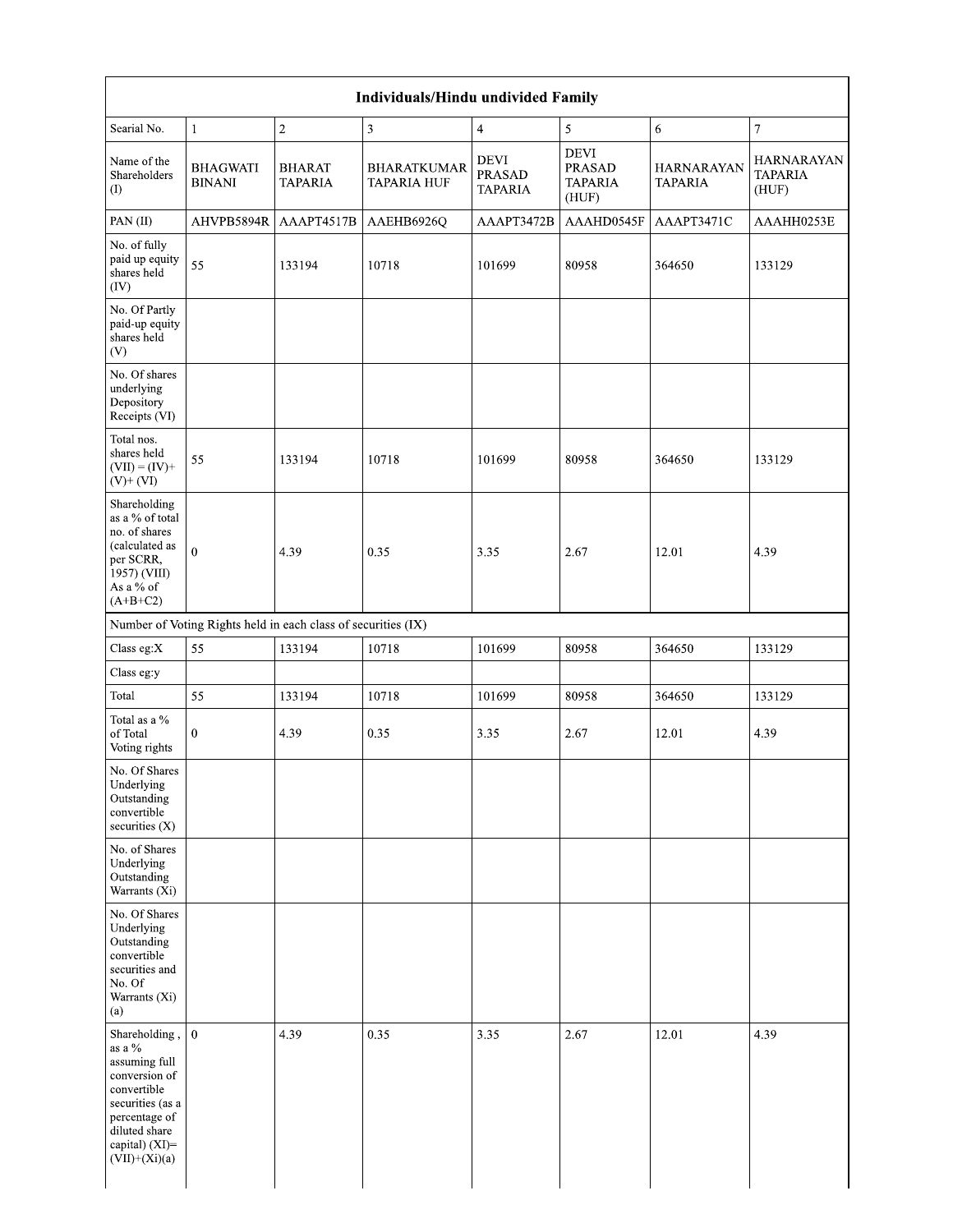| Individuals/Hindu undivided Family | | | | | | | |
|---|---|---|---|---|---|---|---|
| Searial No. | 1 | 2 | 3 | 4 | 5 | 6 | 7 |
| Name of the Shareholders (I) | BHAGWATI BINANI | BHARAT TAPARIA | BHARATKUMAR TAPARIA HUF | DEVI PRASAD TAPARIA | DEVI PRASAD TAPARIA (HUF) | HARNARAYAN TAPARIA | HARNARAYAN TAPARIA (HUF) |
| PAN (II) | AHVPB5894R | AAAPT4517B | AAEHB6926Q | AAAPT3472B | AAAHD0545F | AAAPT3471C | AAAHH0253E |
| No. of fully paid up equity shares held (IV) | 55 | 133194 | 10718 | 101699 | 80958 | 364650 | 133129 |
| No. Of Partly paid-up equity shares held (V) | | | | | | | |
| No. Of shares underlying Depository Receipts (VI) | | | | | | | |
| Total nos. shares held (VII) = (IV)+ (V)+ (VI) | 55 | 133194 | 10718 | 101699 | 80958 | 364650 | 133129 |
| Shareholding as a % of total no. of shares (calculated as per SCRR, 1957) (VIII) As a % of (A+B+C2) | 0 | 4.39 | 0.35 | 3.35 | 2.67 | 12.01 | 4.39 |
| Number of Voting Rights held in each class of securities (IX) | | | | | | | |
| Class eg:X | 55 | 133194 | 10718 | 101699 | 80958 | 364650 | 133129 |
| Class eg:y | | | | | | | |
| Total | 55 | 133194 | 10718 | 101699 | 80958 | 364650 | 133129 |
| Total as a % of Total Voting rights | 0 | 4.39 | 0.35 | 3.35 | 2.67 | 12.01 | 4.39 |
| No. Of Shares Underlying Outstanding convertible securities (X) | | | | | | | |
| No. of Shares Underlying Outstanding Warrants (Xi) | | | | | | | |
| No. Of Shares Underlying Outstanding convertible securities and No. Of Warrants (Xi) (a) | | | | | | | |
| Shareholding , as a % assuming full conversion of convertible securities (as a percentage of diluted share capital) (XI)= (VII)+(Xi)(a) | 0 | 4.39 | 0.35 | 3.35 | 2.67 | 12.01 | 4.39 |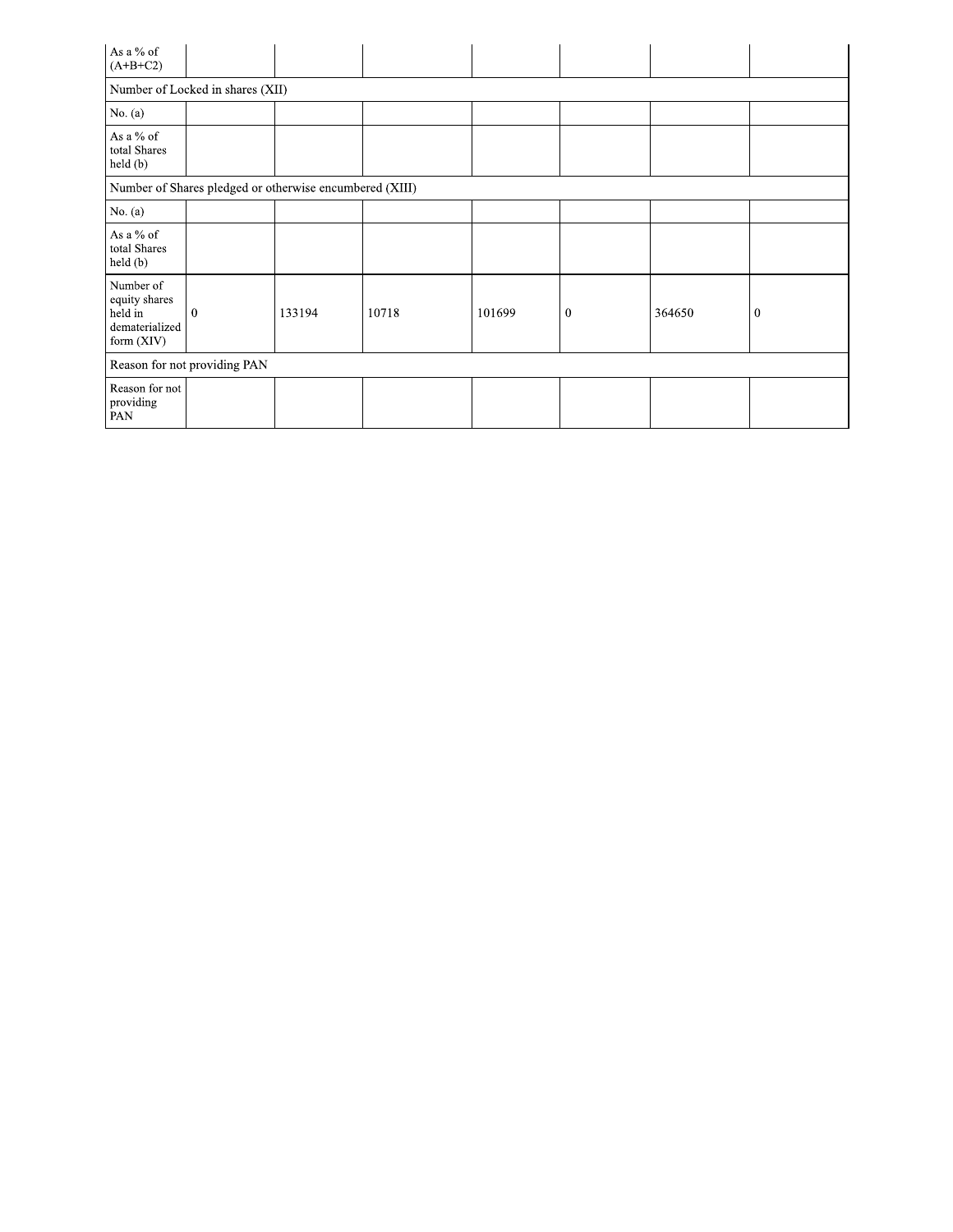| As a % of (A+B+C2) | | | | | | | |
|---|---|---|---|---|---|---|---|
| Number of Locked in shares (XII) | | | | | | | |
| No. (a) | | | | | | | |
| As a % of total Shares held (b) | | | | | | | |
| Number of Shares pledged or otherwise encumbered (XIII) | | | | | | | |
| No. (a) | | | | | | | |
| As a % of total Shares held (b) | | | | | | | |
| Number of equity shares held in dematerialized form (XIV) | 0 | 133194 | 10718 | 101699 | 0 | 364650 | 0 |
| Reason for not providing PAN | | | | | | | |
| Reason for not providing PAN | | | | | | | |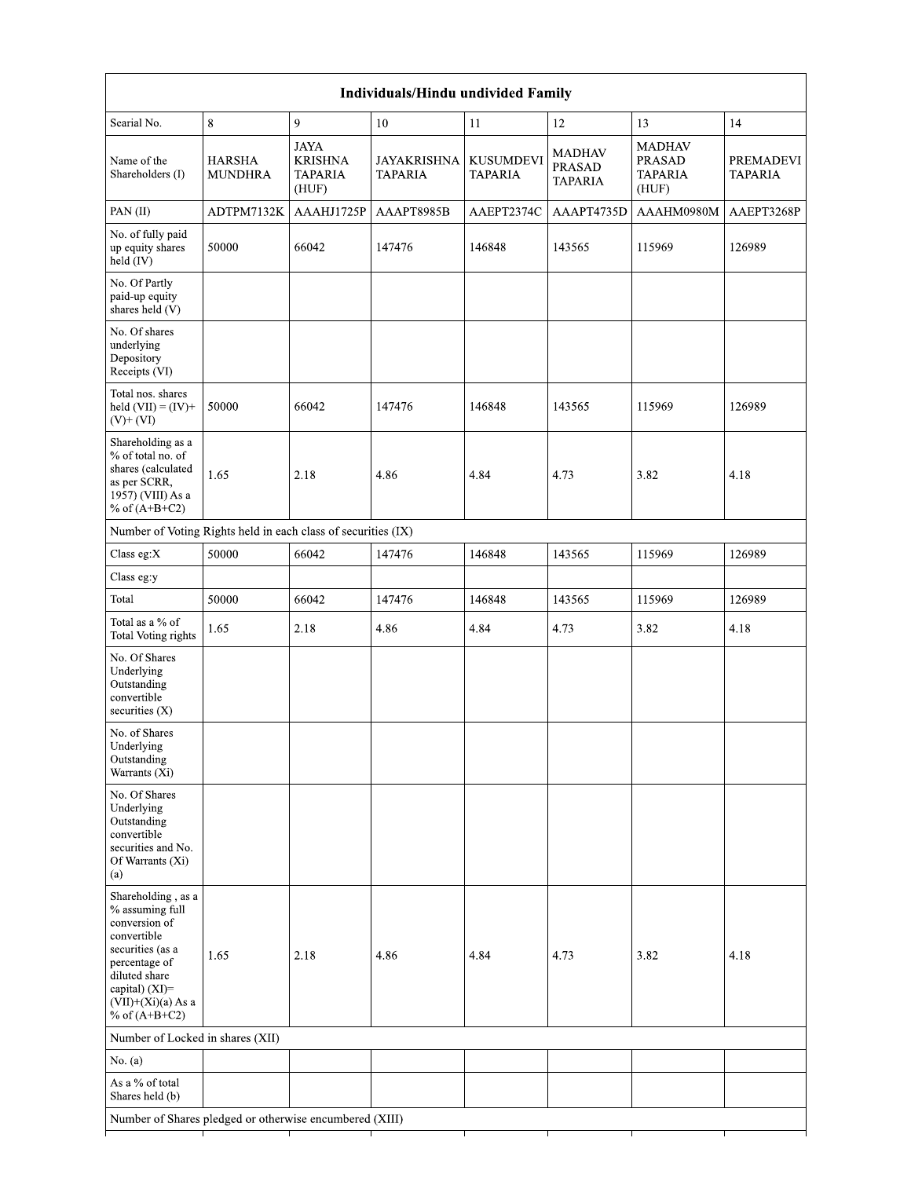| Individuals/Hindu undivided Family | | | | | | | |
|---|---|---|---|---|---|---|---|
| Searial No. | 8 | 9 | 10 | 11 | 12 | 13 | 14 |
| Name of the Shareholders (I) | HARSHA MUNDHRA | JAYA KRISHNA TAPARIA (HUF) | JAYAKRISHNA TAPARIA | KUSUMDEVI TAPARIA | MADHAV PRASAD TAPARIA | MADHAV PRASAD TAPARIA (HUF) | PREMADEVI TAPARIA |
| PAN (II) | ADTPM7132K | AAAHJ1725P | AAAPT8985B | AAEPT2374C | AAAPT4735D | AAAHM0980M | AAEPT3268P |
| No. of fully paid up equity shares held (IV) | 50000 | 66042 | 147476 | 146848 | 143565 | 115969 | 126989 |
| No. Of Partly paid-up equity shares held (V) | | | | | | | |
| No. Of shares underlying Depository Receipts (VI) | | | | | | | |
| Total nos. shares held (VII) = (IV)+ (V)+ (VI) | 50000 | 66042 | 147476 | 146848 | 143565 | 115969 | 126989 |
| Shareholding as a % of total no. of shares (calculated as per SCRR, 1957) (VIII) As a % of (A+B+C2) | 1.65 | 2.18 | 4.86 | 4.84 | 4.73 | 3.82 | 4.18 |
| Number of Voting Rights held in each class of securities (IX) | | | | | | | |
| Class eg:X | 50000 | 66042 | 147476 | 146848 | 143565 | 115969 | 126989 |
| Class eg:y | | | | | | | |
| Total | 50000 | 66042 | 147476 | 146848 | 143565 | 115969 | 126989 |
| Total as a % of Total Voting rights | 1.65 | 2.18 | 4.86 | 4.84 | 4.73 | 3.82 | 4.18 |
| No. Of Shares Underlying Outstanding convertible securities (X) | | | | | | | |
| No. of Shares Underlying Outstanding Warrants (Xi) | | | | | | | |
| No. Of Shares Underlying Outstanding convertible securities and No. Of Warrants (Xi) (a) | | | | | | | |
| Shareholding , as a % assuming full conversion of convertible securities (as a percentage of diluted share capital) (XI)= (VII)+(Xi)(a) As a % of (A+B+C2) | 1.65 | 2.18 | 4.86 | 4.84 | 4.73 | 3.82 | 4.18 |
| Number of Locked in shares (XII) | | | | | | | |
| No. (a) | | | | | | | |
| As a % of total Shares held (b) | | | | | | | |
| Number of Shares pledged or otherwise encumbered (XIII) | | | | | | | |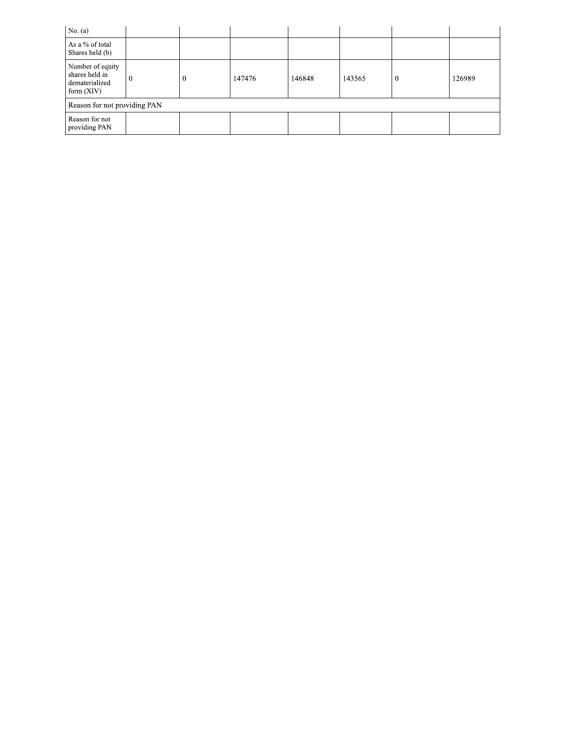| | | | | | | | |
|---|---|---|---|---|---|---|---|
| No. (a) | | | | | | | |
| As a % of total Shares held (b) | | | | | | | |
| Number of equity shares held in dematerialized form (XIV) | 0 | 0 | 147476 | 146848 | 143565 | 0 | 126989 |
| Reason for not providing PAN | | | | | | | |
| Reason for not providing PAN | | | | | | | |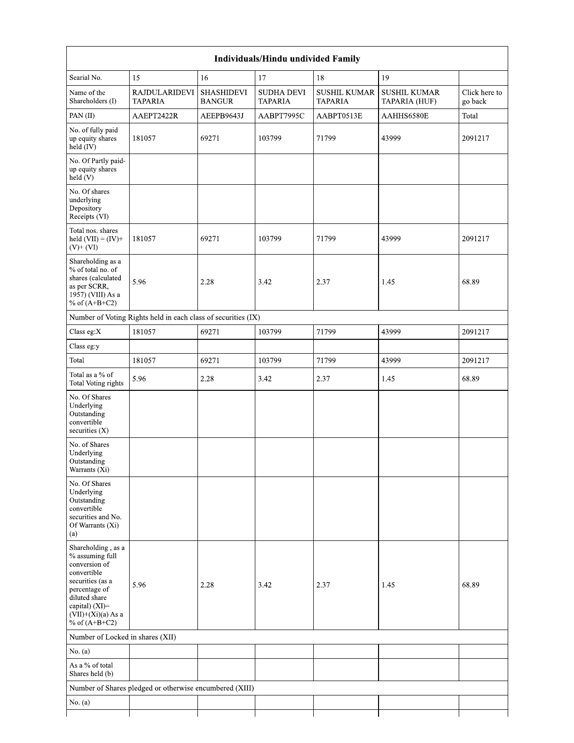| Individuals/Hindu undivided Family | | | | | | |
|---|---|---|---|---|---|---|
| Searial No. | 15 | 16 | 17 | 18 | 19 | |
| Name of the Shareholders (I) | RAJDULARIDEVI TAPARIA | SHASHIDEVI BANGUR | SUDHA DEVI TAPARIA | SUSHIL KUMAR TAPARIA | SUSHIL KUMAR TAPARIA (HUF) | Click here to go back |
| PAN (II) | AAEPT2422R | AEEPB9643J | AABPT7995C | AABPT0513E | AAHHS6580E | Total |
| No. of fully paid up equity shares held (IV) | 181057 | 69271 | 103799 | 71799 | 43999 | 2091217 |
| No. Of Partly paid-up equity shares held (V) | | | | | | |
| No. Of shares underlying Depository Receipts (VI) | | | | | | |
| Total nos. shares held (VII) = (IV)+ (V)+ (VI) | 181057 | 69271 | 103799 | 71799 | 43999 | 2091217 |
| Shareholding as a % of total no. of shares (calculated as per SCRR, 1957) (VIII) As a % of (A+B+C2) | 5.96 | 2.28 | 3.42 | 2.37 | 1.45 | 68.89 |
| Number of Voting Rights held in each class of securities (IX) | | | | | | |
| Class eg:X | 181057 | 69271 | 103799 | 71799 | 43999 | 2091217 |
| Class eg:y | | | | | | |
| Total | 181057 | 69271 | 103799 | 71799 | 43999 | 2091217 |
| Total as a % of Total Voting rights | 5.96 | 2.28 | 3.42 | 2.37 | 1.45 | 68.89 |
| No. Of Shares Underlying Outstanding convertible securities (X) | | | | | | |
| No. of Shares Underlying Outstanding Warrants (Xi) | | | | | | |
| No. Of Shares Underlying Outstanding convertible securities and No. Of Warrants (Xi) (a) | | | | | | |
| Shareholding , as a % assuming full conversion of convertible securities (as a percentage of diluted share capital) (XI)= (VII)+(Xi)(a) As a % of (A+B+C2) | 5.96 | 2.28 | 3.42 | 2.37 | 1.45 | 68.89 |
| Number of Locked in shares (XII) | | | | | | |
| No. (a) | | | | | | |
| As a % of total Shares held (b) | | | | | | |
| Number of Shares pledged or otherwise encumbered (XIII) | | | | | | |
| No. (a) | | | | | | |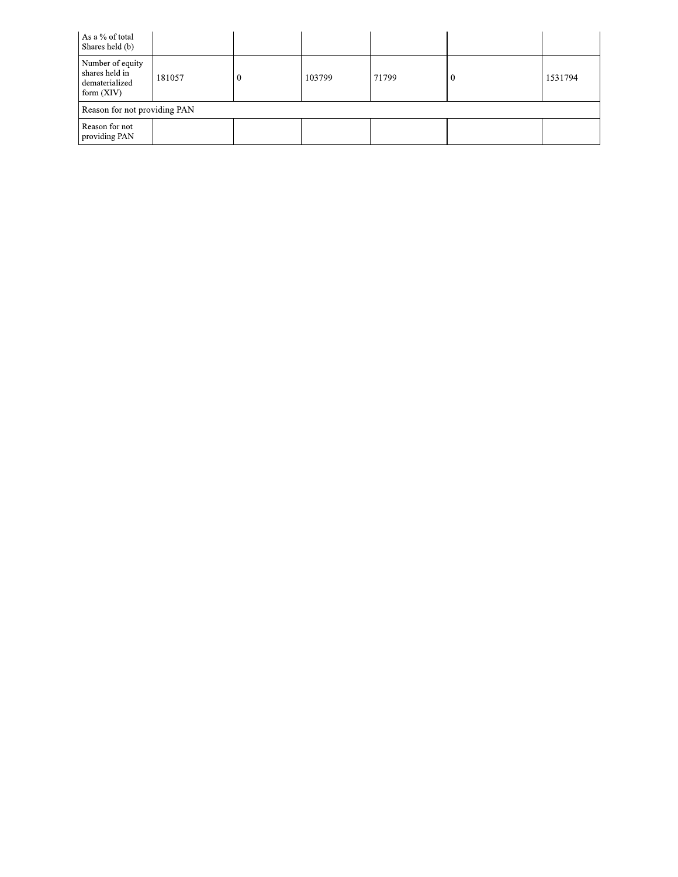| As a % of total Shares held (b) | | | | | | |
|---|---|---|---|---|---|---|
| Number of equity shares held in dematerialized form (XIV) | 181057 | 0 | 103799 | 71799 | 0 | 1531794 |
| Reason for not providing PAN | | | | | | |
| Reason for not providing PAN | | | | | | |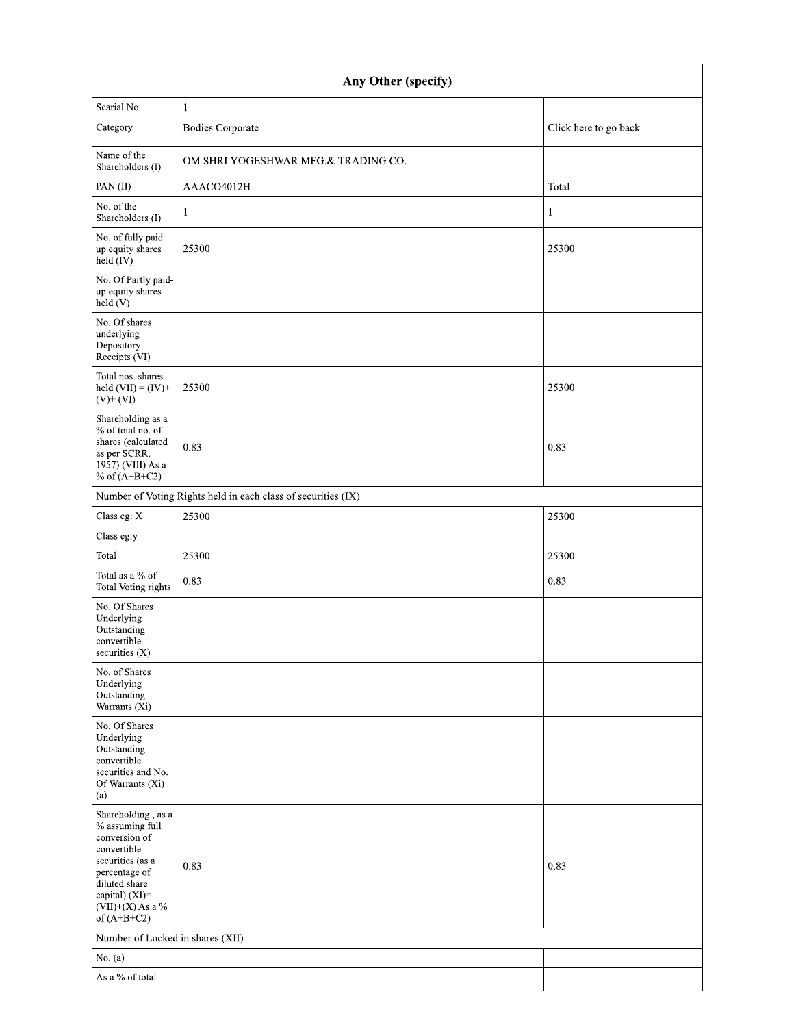| Any Other (specify) | | |
|---|---|---|
| Searial No. | 1 | |
| Category | Bodies Corporate | Click here to go back |
| | | |
| Name of the Shareholders (I) | OM SHRI YOGESHWAR MFG.& TRADING CO. | |
| PAN (II) | AAACO4012H | Total |
| No. of the Shareholders (I) | 1 | 1 |
| No. of fully paid up equity shares held (IV) | 25300 | 25300 |
| No. Of Partly paid-up equity shares held (V) | | |
| No. Of shares underlying Depository Receipts (VI) | | |
| Total nos. shares held (VII) = (IV)+ (V)+ (VI) | 25300 | 25300 |
| Shareholding as a % of total no. of shares (calculated as per SCRR, 1957) (VIII) As a % of (A+B+C2) | 0.83 | 0.83 |
| Number of Voting Rights held in each class of securities (IX) | | |
| Class eg: X | 25300 | 25300 |
| Class eg:y | | |
| Total | 25300 | 25300 |
| Total as a % of Total Voting rights | 0.83 | 0.83 |
| No. Of Shares Underlying Outstanding convertible securities (X) | | |
| No. of Shares Underlying Outstanding Warrants (Xi) | | |
| No. Of Shares Underlying Outstanding convertible securities and No. Of Warrants (Xi) (a) | | |
| Shareholding , as a % assuming full conversion of convertible securities (as a percentage of diluted share capital) (XI)= (VII)+(X) As a % of (A+B+C2) | 0.83 | 0.83 |
| Number of Locked in shares (XII) | | |
| No. (a) | | |
| As a % of total | | |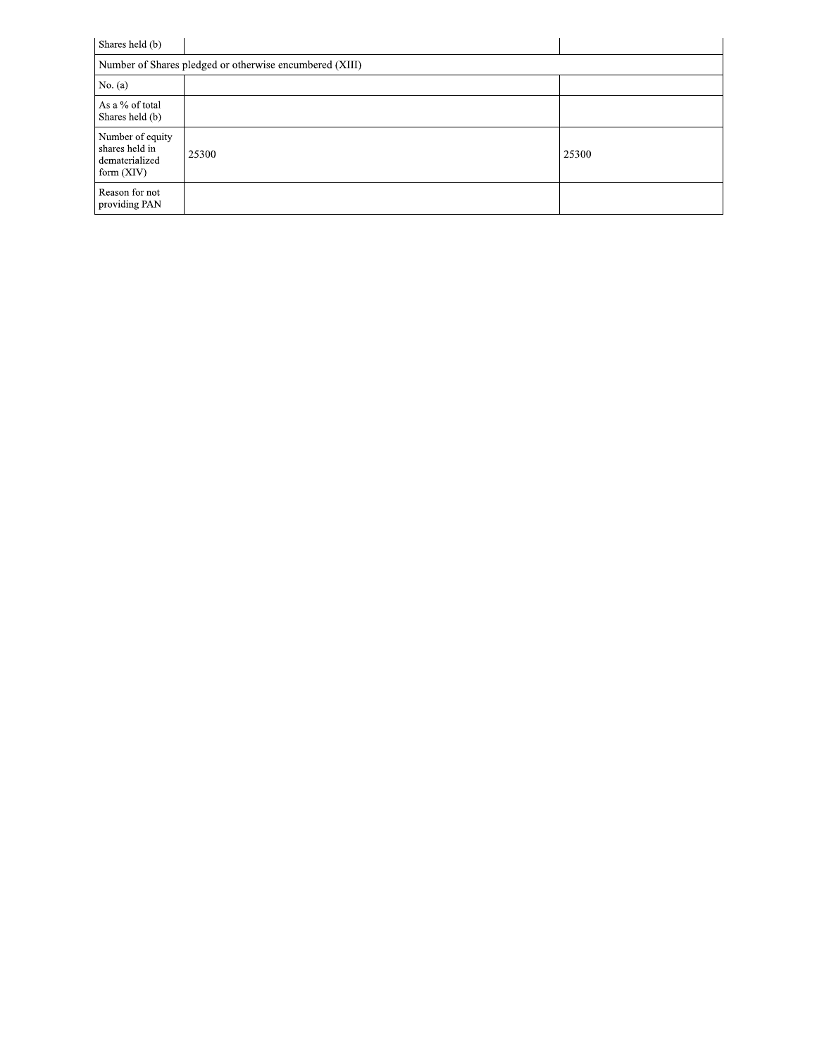| Shares held (b) | | |
| --- | --- | --- |
| Number of Shares pledged or otherwise encumbered (XIII) | | |
| No. (a) | | |
| As a % of total Shares held (b) | | |
| Number of equity shares held in dematerialized form (XIV) | 25300 | 25300 |
| Reason for not providing PAN | | |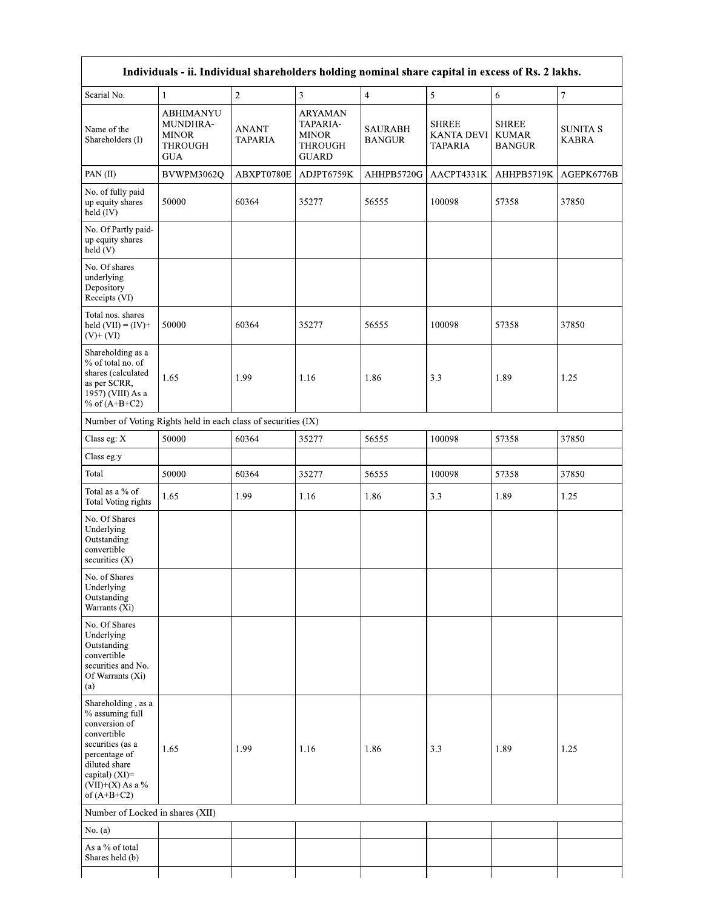| Individuals - ii. Individual shareholders holding nominal share capital in excess of Rs. 2 lakhs. | | | | | | | |
|---|---|---|---|---|---|---|---|
| Searial No. | 1 | 2 | 3 | 4 | 5 | 6 | 7 |
| Name of the Shareholders (I) | ABHIMANYU MUNDHRA-MINOR THROUGH GUA | ANANT TAPARIA | ARYAMAN TAPARIA-MINOR THROUGH GUARD | SAURABH BANGUR | SHREE KANTA DEVI TAPARIA | SHREE KUMAR BANGUR | SUNITA S KABRA |
| PAN (II) | BVWPM3062Q | ABXPT0780E | ADJPT6759K | AHHPB5720G | AACPT4331K | AHHPB5719K | AGEPK6776B |
| No. of fully paid up equity shares held (IV) | 50000 | 60364 | 35277 | 56555 | 100098 | 57358 | 37850 |
| No. Of Partly paid-up equity shares held (V) | | | | | | | |
| No. Of shares underlying Depository Receipts (VI) | | | | | | | |
| Total nos. shares held (VII) = (IV)+ (V)+ (VI) | 50000 | 60364 | 35277 | 56555 | 100098 | 57358 | 37850 |
| Shareholding as a % of total no. of shares (calculated as per SCRR, 1957) (VIII) As a % of (A+B+C2) | 1.65 | 1.99 | 1.16 | 1.86 | 3.3 | 1.89 | 1.25 |
| Number of Voting Rights held in each class of securities (IX) | | | | | | | |
| Class eg: X | 50000 | 60364 | 35277 | 56555 | 100098 | 57358 | 37850 |
| Class eg:y | | | | | | | |
| Total | 50000 | 60364 | 35277 | 56555 | 100098 | 57358 | 37850 |
| Total as a % of Total Voting rights | 1.65 | 1.99 | 1.16 | 1.86 | 3.3 | 1.89 | 1.25 |
| No. Of Shares Underlying Outstanding convertible securities (X) | | | | | | | |
| No. of Shares Underlying Outstanding Warrants (Xi) | | | | | | | |
| No. Of Shares Underlying Outstanding convertible securities and No. Of Warrants (Xi) (a) | | | | | | | |
| Shareholding , as a % assuming full conversion of convertible securities (as a percentage of diluted share capital) (XI)= (VII)+(X) As a % of (A+B+C2) | 1.65 | 1.99 | 1.16 | 1.86 | 3.3 | 1.89 | 1.25 |
| Number of Locked in shares (XII) | | | | | | | |
| No. (a) | | | | | | | |
| As a % of total Shares held (b) | | | | | | | |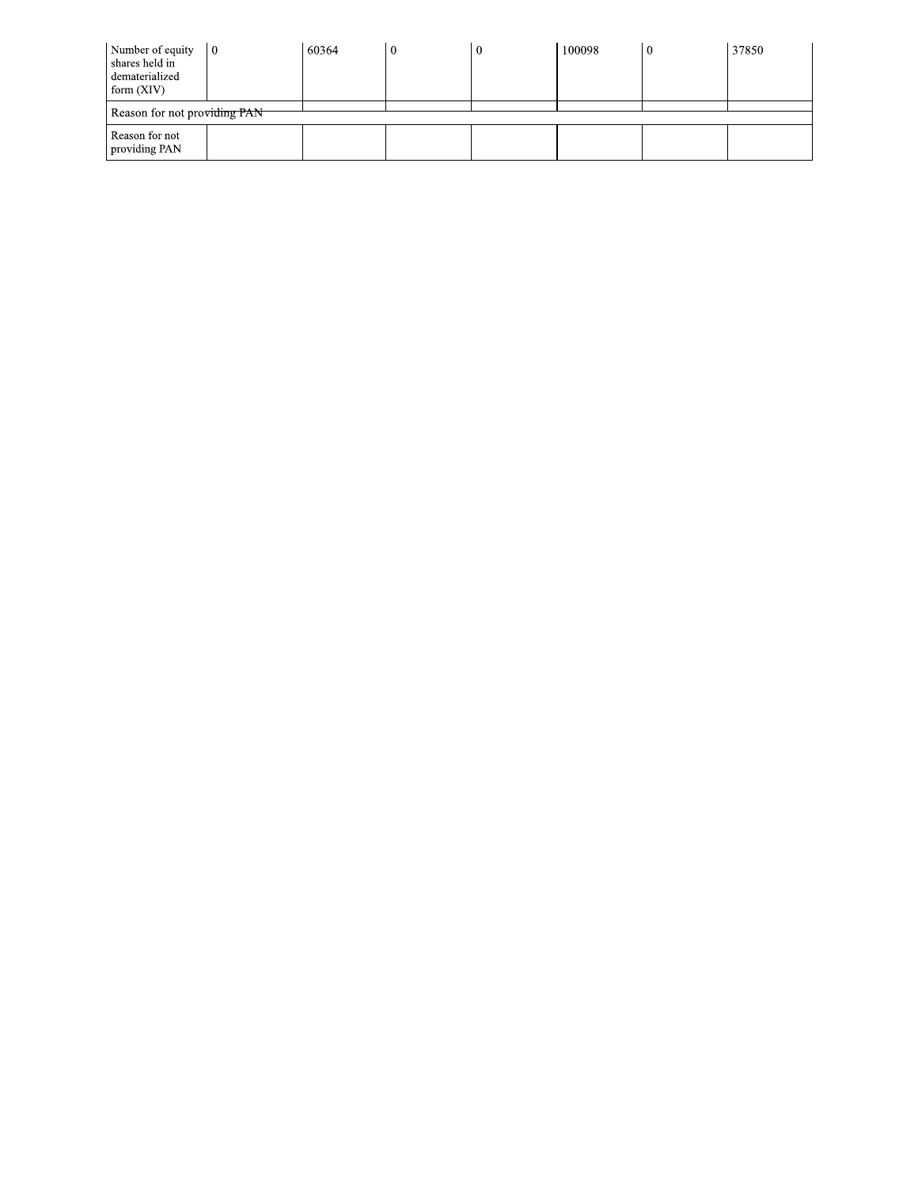| Number of equity shares held in dematerialized form (XIV) | 0 | 60364 | 0 | 0 | 100098 | 0 | 37850 |
| --- | --- | --- | --- | --- | --- | --- | --- |
| Reason for not providing PAN | | | | | | | |
| Reason for not providing PAN | | | | | | | |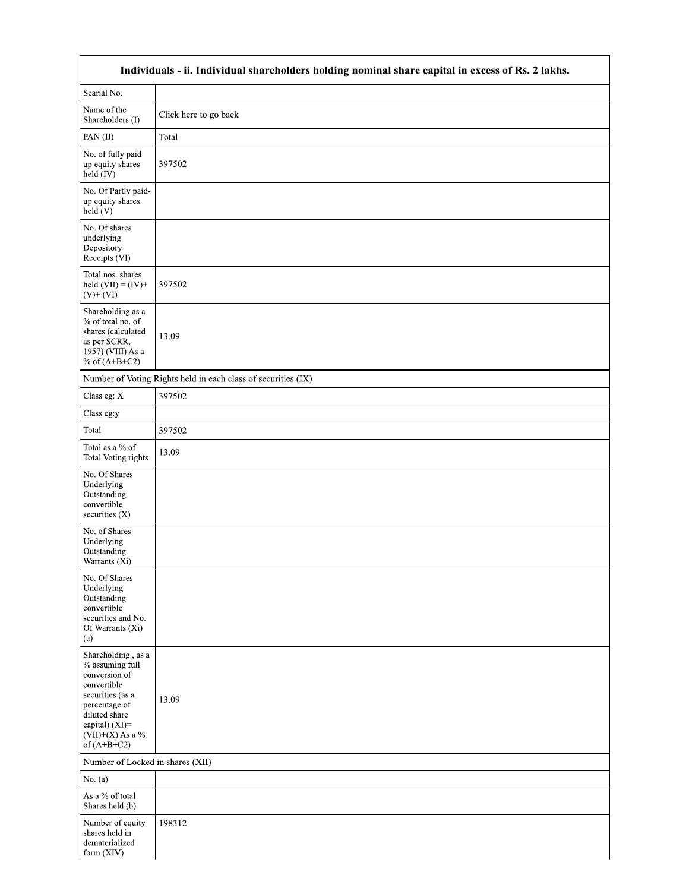| Individuals - ii. Individual shareholders holding nominal share capital in excess of Rs. 2 lakhs. | |
|---|---|
| Searial No. | |
| Name of the Shareholders (I) | Click here to go back |
| PAN (II) | Total |
| No. of fully paid up equity shares held (IV) | 397502 |
| No. Of Partly paid-up equity shares held (V) | |
| No. Of shares underlying Depository Receipts (VI) | |
| Total nos. shares held (VII) = (IV)+ (V)+ (VI) | 397502 |
| Shareholding as a % of total no. of shares (calculated as per SCRR, 1957) (VIII) As a % of (A+B+C2) | 13.09 |
| Number of Voting Rights held in each class of securities (IX) | |
| Class eg: X | 397502 |
| Class eg:y | |
| Total | 397502 |
| Total as a % of Total Voting rights | 13.09 |
| No. Of Shares Underlying Outstanding convertible securities (X) | |
| No. of Shares Underlying Outstanding Warrants (Xi) | |
| No. Of Shares Underlying Outstanding convertible securities and No. Of Warrants (Xi) (a) | |
| Shareholding , as a % assuming full conversion of convertible securities (as a percentage of diluted share capital) (XI)= (VII)+(X) As a % of (A+B+C2) | 13.09 |
| Number of Locked in shares (XII) | |
| No. (a) | |
| As a % of total Shares held (b) | |
| Number of equity shares held in dematerialized form (XIV) | 198312 |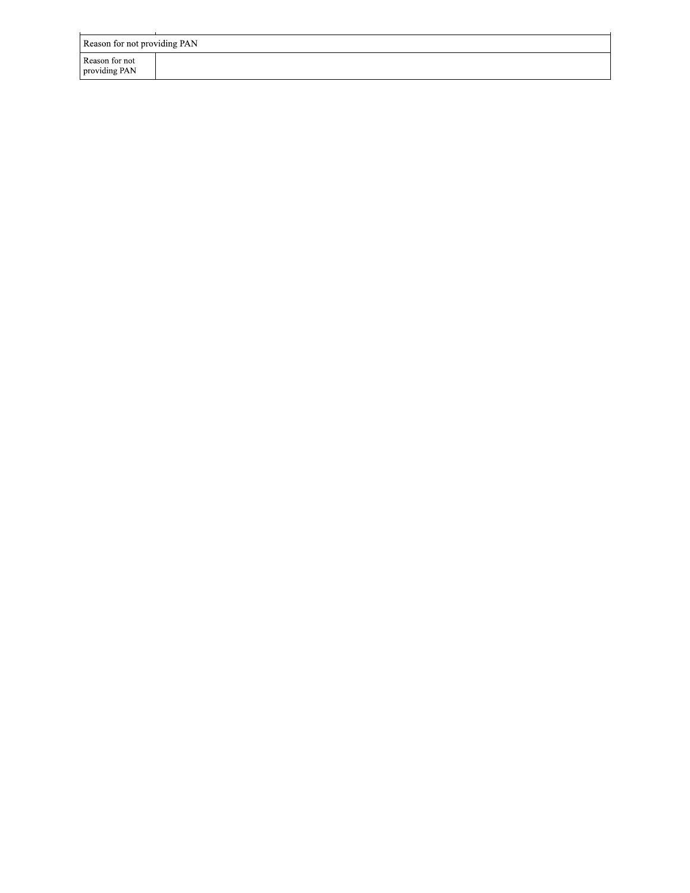| Reason for not providing PAN | |
|---|---|
| Reason for not providing PAN | |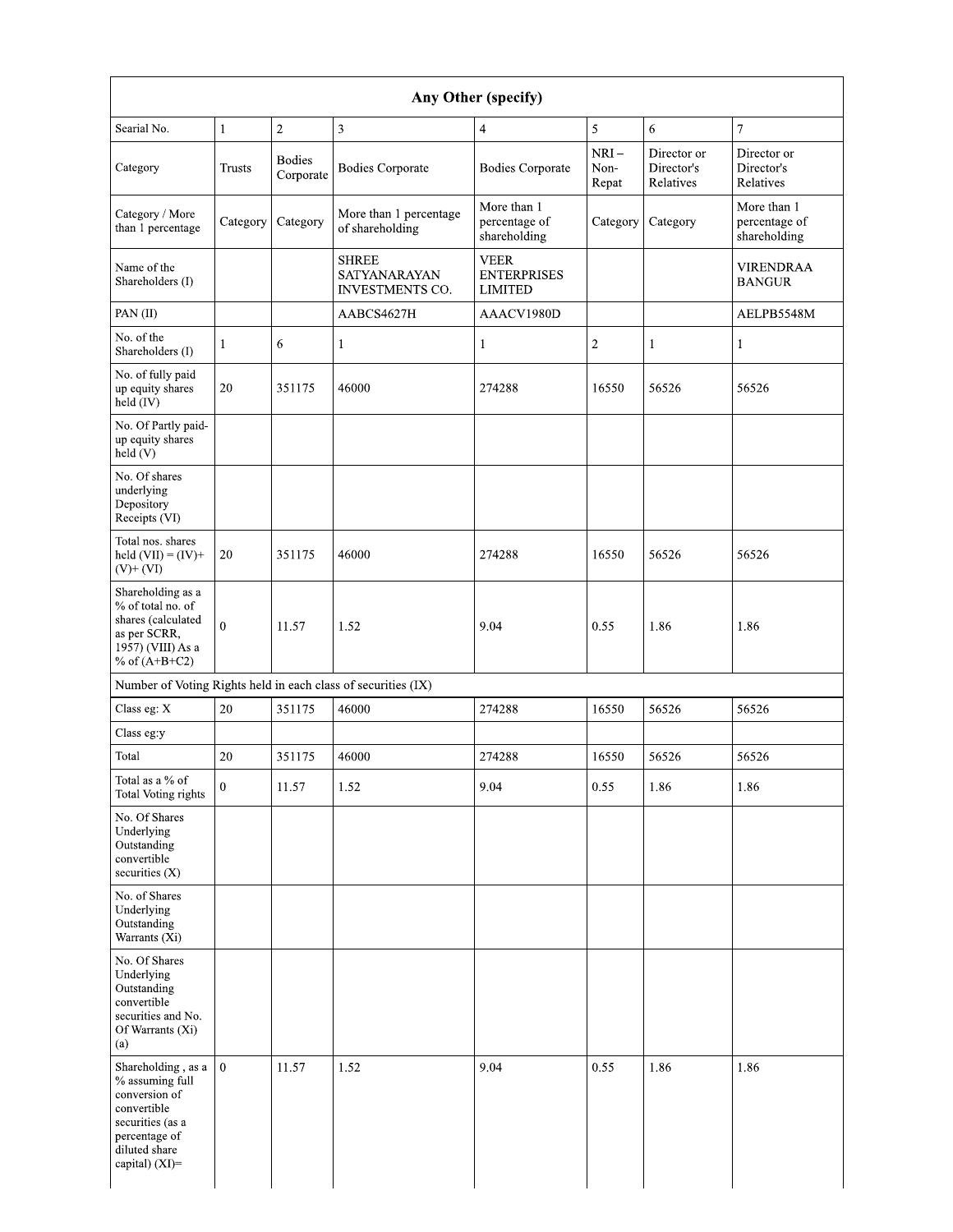| Any Other (specify) | | | | | | | |
|---|---|---|---|---|---|---|---|
| Searial No. | 1 | 2 | 3 | 4 | 5 | 6 | 7 |
| Category | Trusts | Bodies Corporate | Bodies Corporate | Bodies Corporate | NRI – Non-Repat | Director or Director's Relatives | Director or Director's Relatives |
| Category / More than 1 percentage | Category | Category | More than 1 percentage of shareholding | More than 1 percentage of shareholding | Category | Category | More than 1 percentage of shareholding |
| Name of the Shareholders (I) | | | SHREE SATYANARAYAN INVESTMENTS CO. | VEER ENTERPRISES LIMITED | | | VIRENDRAA BANGUR |
| PAN (II) | | | AABCS4627H | AAACV1980D | | | AELPB5548M |
| No. of the Shareholders (I) | 1 | 6 | 1 | 1 | 2 | 1 | 1 |
| No. of fully paid up equity shares held (IV) | 20 | 351175 | 46000 | 274288 | 16550 | 56526 | 56526 |
| No. Of Partly paid-up equity shares held (V) | | | | | | | |
| No. Of shares underlying Depository Receipts (VI) | | | | | | | |
| Total nos. shares held (VII) = (IV)+ (V)+ (VI) | 20 | 351175 | 46000 | 274288 | 16550 | 56526 | 56526 |
| Shareholding as a % of total no. of shares (calculated as per SCRR, 1957) (VIII) As a % of (A+B+C2) | 0 | 11.57 | 1.52 | 9.04 | 0.55 | 1.86 | 1.86 |
| Number of Voting Rights held in each class of securities (IX) | | | | | | | |
| Class eg: X | 20 | 351175 | 46000 | 274288 | 16550 | 56526 | 56526 |
| Class eg:y | | | | | | | |
| Total | 20 | 351175 | 46000 | 274288 | 16550 | 56526 | 56526 |
| Total as a % of Total Voting rights | 0 | 11.57 | 1.52 | 9.04 | 0.55 | 1.86 | 1.86 |
| No. Of Shares Underlying Outstanding convertible securities (X) | | | | | | | |
| No. of Shares Underlying Outstanding Warrants (Xi) | | | | | | | |
| No. Of Shares Underlying Outstanding convertible securities and No. Of Warrants (Xi) (a) | | | | | | | |
| Shareholding , as a % assuming full conversion of convertible securities (as a percentage of diluted share capital) (XI)= | 0 | 11.57 | 1.52 | 9.04 | 0.55 | 1.86 | 1.86 |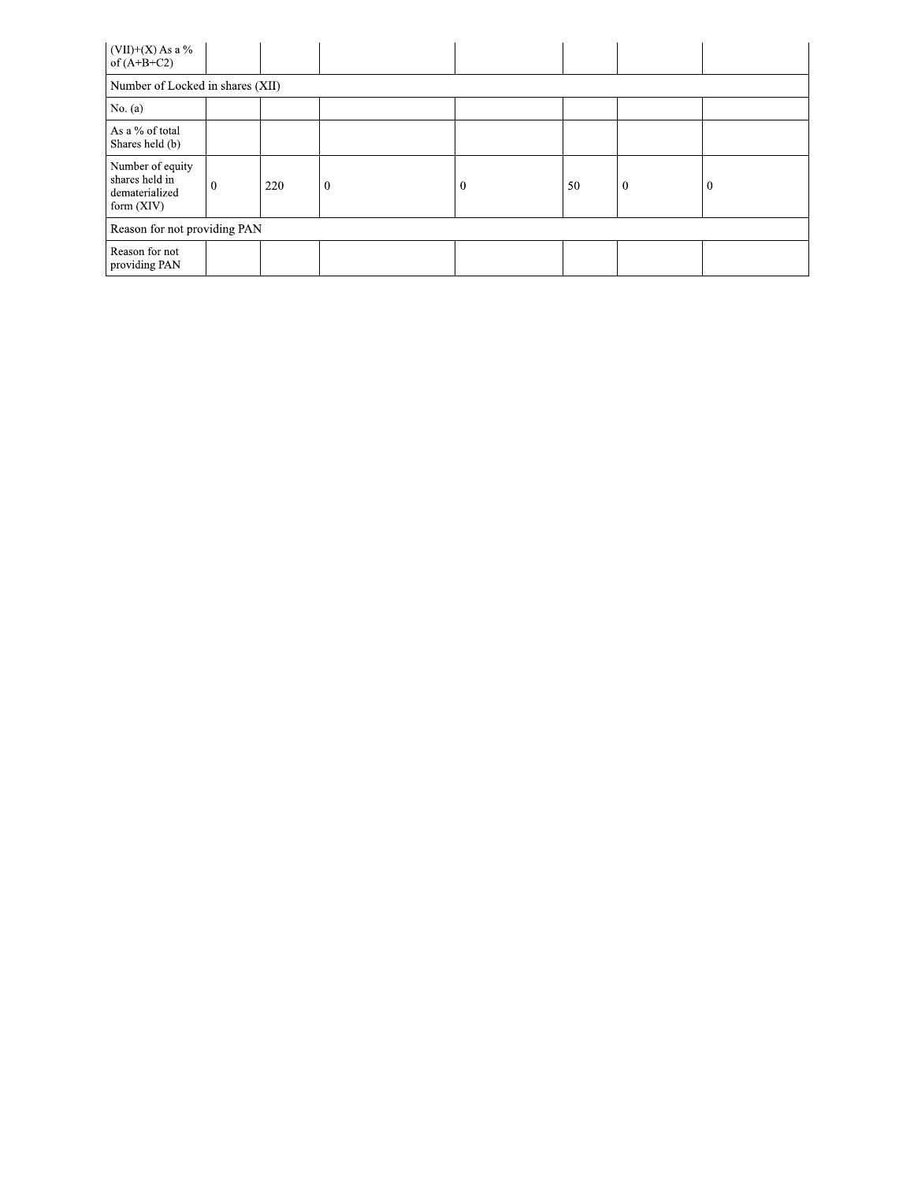| | | | | | | | |
|---|---|---|---|---|---|---|---|
| (VII)+(X) As a % of (A+B+C2) | | | | | | | |
| Number of Locked in shares (XII) | | | | | | | |
| No. (a) | | | | | | | |
| As a % of total Shares held (b) | | | | | | | |
| Number of equity shares held in dematerialized form (XIV) | 0 | 220 | 0 | 0 | 50 | 0 | 0 |
| Reason for not providing PAN | | | | | | | |
| Reason for not providing PAN | | | | | | | |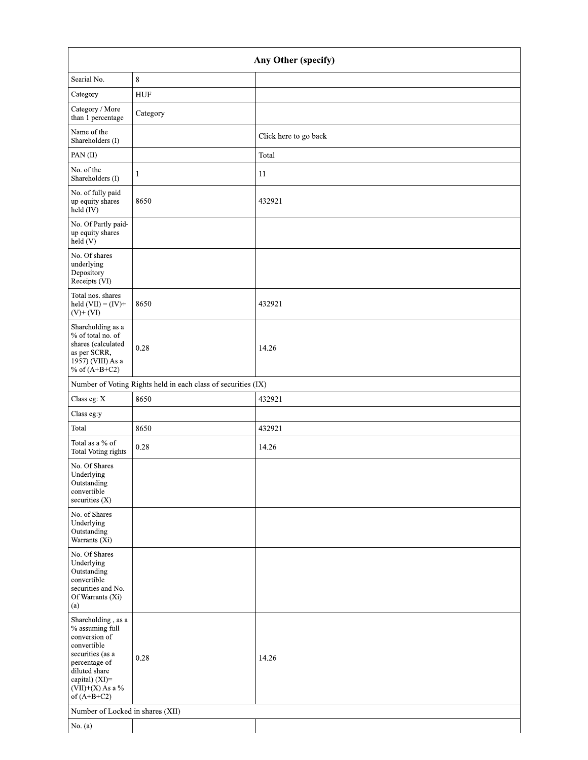| Any Other (specify) | | |
|---|---|---|
| Searial No. | 8 | |
| Category | HUF | |
| Category / More than 1 percentage | Category | |
| Name of the Shareholders (I) | | Click here to go back |
| PAN (II) | | Total |
| No. of the Shareholders (I) | 1 | 11 |
| No. of fully paid up equity shares held (IV) | 8650 | 432921 |
| No. Of Partly paid-up equity shares held (V) | | |
| No. Of shares underlying Depository Receipts (VI) | | |
| Total nos. shares held (VII) = (IV)+ (V)+ (VI) | 8650 | 432921 |
| Shareholding as a % of total no. of shares (calculated as per SCRR, 1957) (VIII) As a % of (A+B+C2) | 0.28 | 14.26 |
| Number of Voting Rights held in each class of securities (IX) | | |
| Class eg: X | 8650 | 432921 |
| Class eg:y | | |
| Total | 8650 | 432921 |
| Total as a % of Total Voting rights | 0.28 | 14.26 |
| No. Of Shares Underlying Outstanding convertible securities (X) | | |
| No. of Shares Underlying Outstanding Warrants (Xi) | | |
| No. Of Shares Underlying Outstanding convertible securities and No. Of Warrants (Xi) (a) | | |
| Shareholding , as a % assuming full conversion of convertible securities (as a percentage of diluted share capital) (XI)= (VII)+(X) As a % of (A+B+C2) | 0.28 | 14.26 |
| Number of Locked in shares (XII) | | |
| No. (a) | | |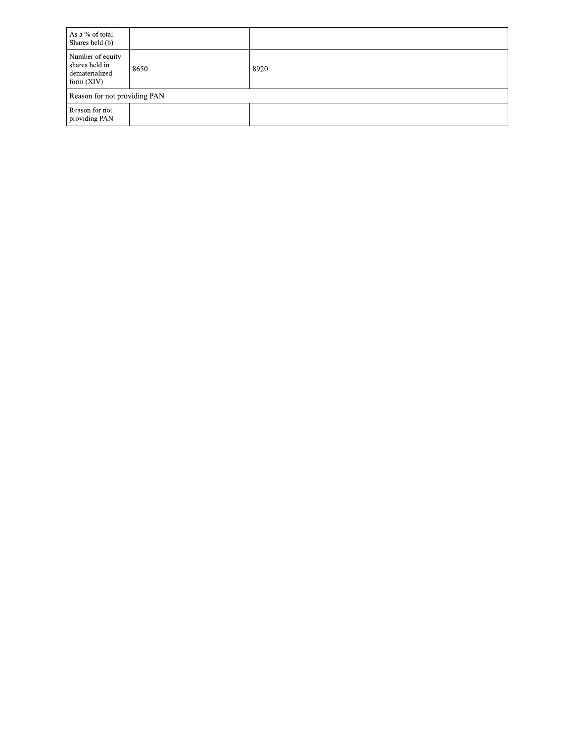| | | |
|---|---|---|
| As a % of total Shares held (b) | | |
| Number of equity shares held in dematerialized form (XIV) | 8650 | 8920 |
| Reason for not providing PAN | | |
| Reason for not providing PAN | | |